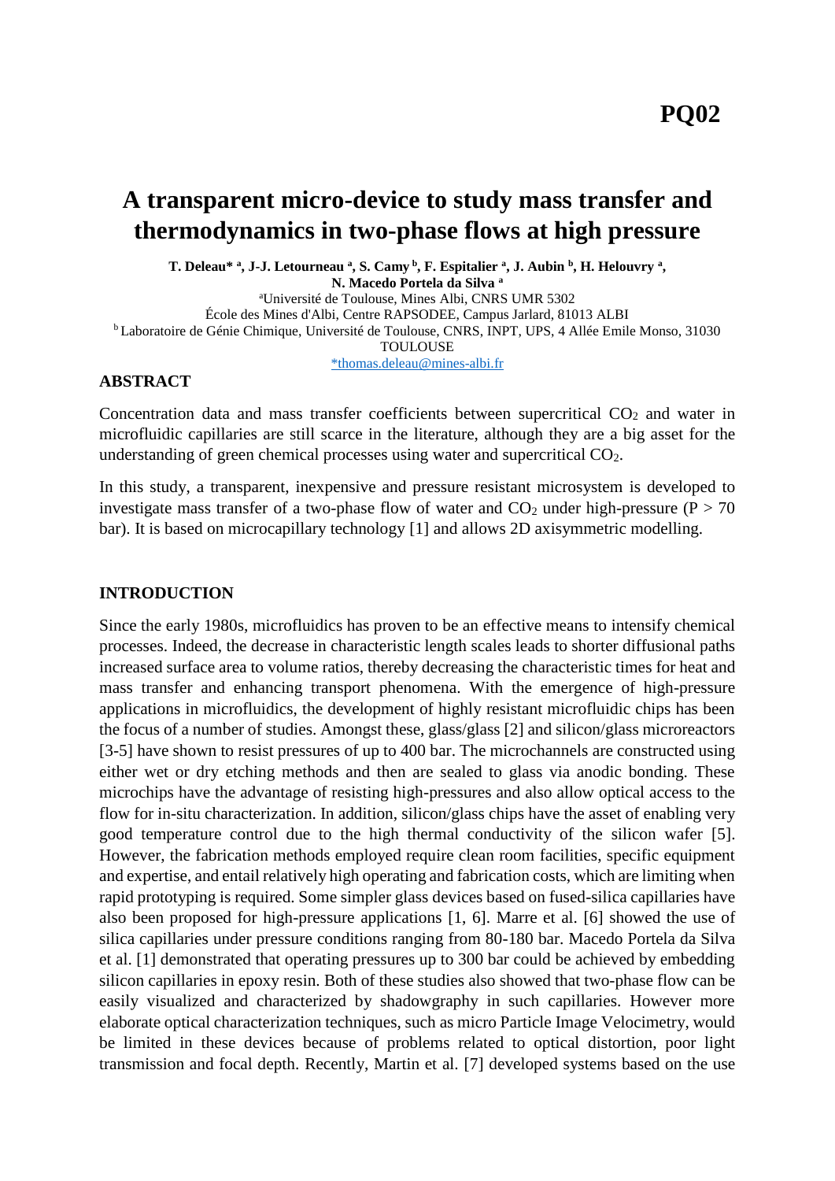**PQ02**

# A transparent micro-device to study mass transfer and thermodynamics in two-phase flows at high pressure

**T. Deleau* [a], J-J. Letourneau [a], S. Camy [b], F. Espitalier [a], J. Aubin [b], H. Helouvry [a], N. Macedo Portela da Silva [a]**

[a]Université de Toulouse, Mines Albi, CNRS UMR 5302
École des Mines d'Albi, Centre RAPSODEE, Campus Jarlard, 81013 ALBI
[b] Laboratoire de Génie Chimique, Université de Toulouse, CNRS, INPT, UPS, 4 Allée Emile Monso, 31030 TOULOUSE
*thomas.deleau@mines-albi.fr

## ABSTRACT

Concentration data and mass transfer coefficients between supercritical $CO_2$ and water in microfluidic capillaries are still scarce in the literature, although they are a big asset for the understanding of green chemical processes using water and supercritical $CO_2$.

In this study, a transparent, inexpensive and pressure resistant microsystem is developed to investigate mass transfer of a two-phase flow of water and $CO_2$ under high-pressure ($P > 70$ bar). It is based on microcapillary technology [1] and allows 2D axisymmetric modelling.

## INTRODUCTION

Since the early 1980s, microfluidics has proven to be an effective means to intensify chemical processes. Indeed, the decrease in characteristic length scales leads to shorter diffusional paths increased surface area to volume ratios, thereby decreasing the characteristic times for heat and mass transfer and enhancing transport phenomena. With the emergence of high-pressure applications in microfluidics, the development of highly resistant microfluidic chips has been the focus of a number of studies. Amongst these, glass/glass [2] and silicon/glass microreactors [3-5] have shown to resist pressures of up to 400 bar. The microchannels are constructed using either wet or dry etching methods and then are sealed to glass via anodic bonding. These microchips have the advantage of resisting high-pressures and also allow optical access to the flow for in-situ characterization. In addition, silicon/glass chips have the asset of enabling very good temperature control due to the high thermal conductivity of the silicon wafer [5]. However, the fabrication methods employed require clean room facilities, specific equipment and expertise, and entail relatively high operating and fabrication costs, which are limiting when rapid prototyping is required. Some simpler glass devices based on fused-silica capillaries have also been proposed for high-pressure applications [1, 6]. Marre et al. [6] showed the use of silica capillaries under pressure conditions ranging from 80-180 bar. Macedo Portela da Silva et al. [1] demonstrated that operating pressures up to 300 bar could be achieved by embedding silicon capillaries in epoxy resin. Both of these studies also showed that two-phase flow can be easily visualized and characterized by shadowgraphy in such capillaries. However more elaborate optical characterization techniques, such as micro Particle Image Velocimetry, would be limited in these devices because of problems related to optical distortion, poor light transmission and focal depth. Recently, Martin et al. [7] developed systems based on the use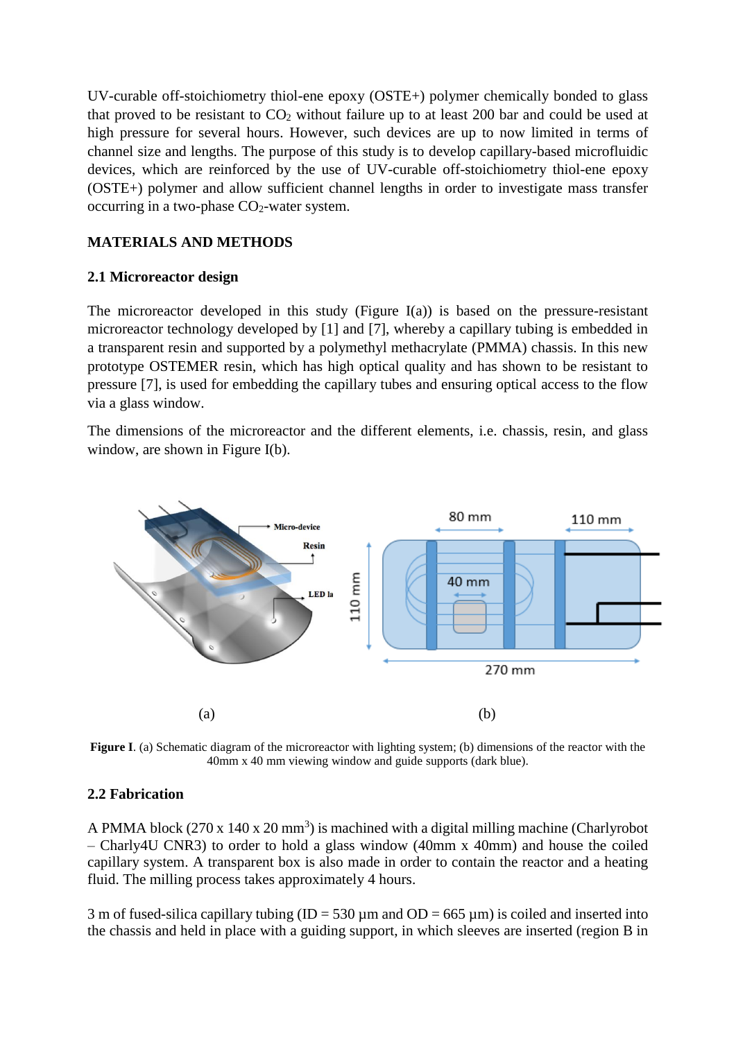UV-curable off-stoichiometry thiol-ene epoxy (OSTE+) polymer chemically bonded to glass that proved to be resistant to $CO_2$ without failure up to at least 200 bar and could be used at high pressure for several hours. However, such devices are up to now limited in terms of channel size and lengths. The purpose of this study is to develop capillary-based microfluidic devices, which are reinforced by the use of UV-curable off-stoichiometry thiol-ene epoxy (OSTE+) polymer and allow sufficient channel lengths in order to investigate mass transfer occurring in a two-phase $CO_2$-water system.

## MATERIALS AND METHODS

### 2.1 Microreactor design

The microreactor developed in this study (Figure I(a)) is based on the pressure-resistant microreactor technology developed by [1] and [7], whereby a capillary tubing is embedded in a transparent resin and supported by a polymethyl methacrylate (PMMA) chassis. In this new prototype OSTEMER resin, which has high optical quality and has shown to be resistant to pressure [7], is used for embedding the capillary tubes and ensuring optical access to the flow via a glass window.

The dimensions of the microreactor and the different elements, i.e. chassis, resin, and glass window, are shown in Figure I(b).

(a) (b)

**Figure I**. (a) Schematic diagram of the microreactor with lighting system; (b) dimensions of the reactor with the 40mm x 40 mm viewing window and guide supports (dark blue).

### 2.2 Fabrication

A PMMA block (270 x 140 x 20 mm$^3$) is machined with a digital milling machine (Charlyrobot – Charly4U CNR3) to order to hold a glass window (40mm x 40mm) and house the coiled capillary system. A transparent box is also made in order to contain the reactor and a heating fluid. The milling process takes approximately 4 hours.

3 m of fused-silica capillary tubing (ID = 530 µm and OD = 665 µm) is coiled and inserted into the chassis and held in place with a guiding support, in which sleeves are inserted (region B in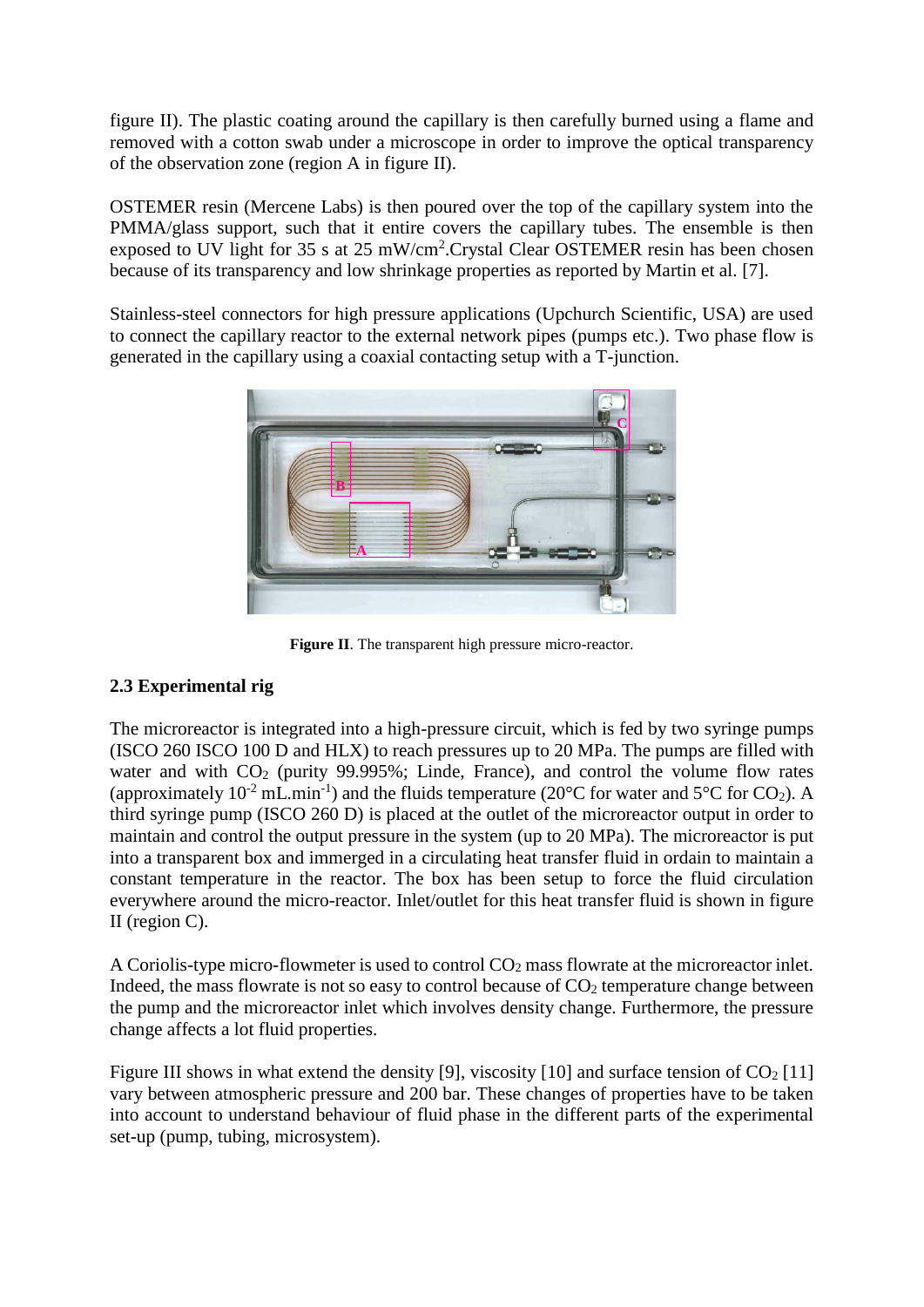figure II). The plastic coating around the capillary is then carefully burned using a flame and removed with a cotton swab under a microscope in order to improve the optical transparency of the observation zone (region A in figure II).

OSTEMER resin (Mercene Labs) is then poured over the top of the capillary system into the PMMA/glass support, such that it entire covers the capillary tubes. The ensemble is then exposed to UV light for 35 s at 25 mW/cm$^2$.Crystal Clear OSTEMER resin has been chosen because of its transparency and low shrinkage properties as reported by Martin et al. [7].

Stainless-steel connectors for high pressure applications (Upchurch Scientific, USA) are used to connect the capillary reactor to the external network pipes (pumps etc.). Two phase flow is generated in the capillary using a coaxial contacting setup with a T-junction.

**Figure II**. The transparent high pressure micro-reactor.

### 2.3 Experimental rig

The microreactor is integrated into a high-pressure circuit, which is fed by two syringe pumps (ISCO 260 ISCO 100 D and HLX) to reach pressures up to 20 MPa. The pumps are filled with water and with $CO_2$ (purity 99.995%; Linde, France), and control the volume flow rates (approximately $10^{-2}$ mL.min$^{-1}$) and the fluids temperature (20°C for water and 5°C for $CO_2$). A third syringe pump (ISCO 260 D) is placed at the outlet of the microreactor output in order to maintain and control the output pressure in the system (up to 20 MPa). The microreactor is put into a transparent box and immerged in a circulating heat transfer fluid in ordain to maintain a constant temperature in the reactor. The box has been setup to force the fluid circulation everywhere around the micro-reactor. Inlet/outlet for this heat transfer fluid is shown in figure II (region C).

A Coriolis-type micro-flowmeter is used to control $CO_2$ mass flowrate at the microreactor inlet. Indeed, the mass flowrate is not so easy to control because of $CO_2$ temperature change between the pump and the microreactor inlet which involves density change. Furthermore, the pressure change affects a lot fluid properties.

Figure III shows in what extend the density [9], viscosity [10] and surface tension of $CO_2$ [11] vary between atmospheric pressure and 200 bar. These changes of properties have to be taken into account to understand behaviour of fluid phase in the different parts of the experimental set-up (pump, tubing, microsystem).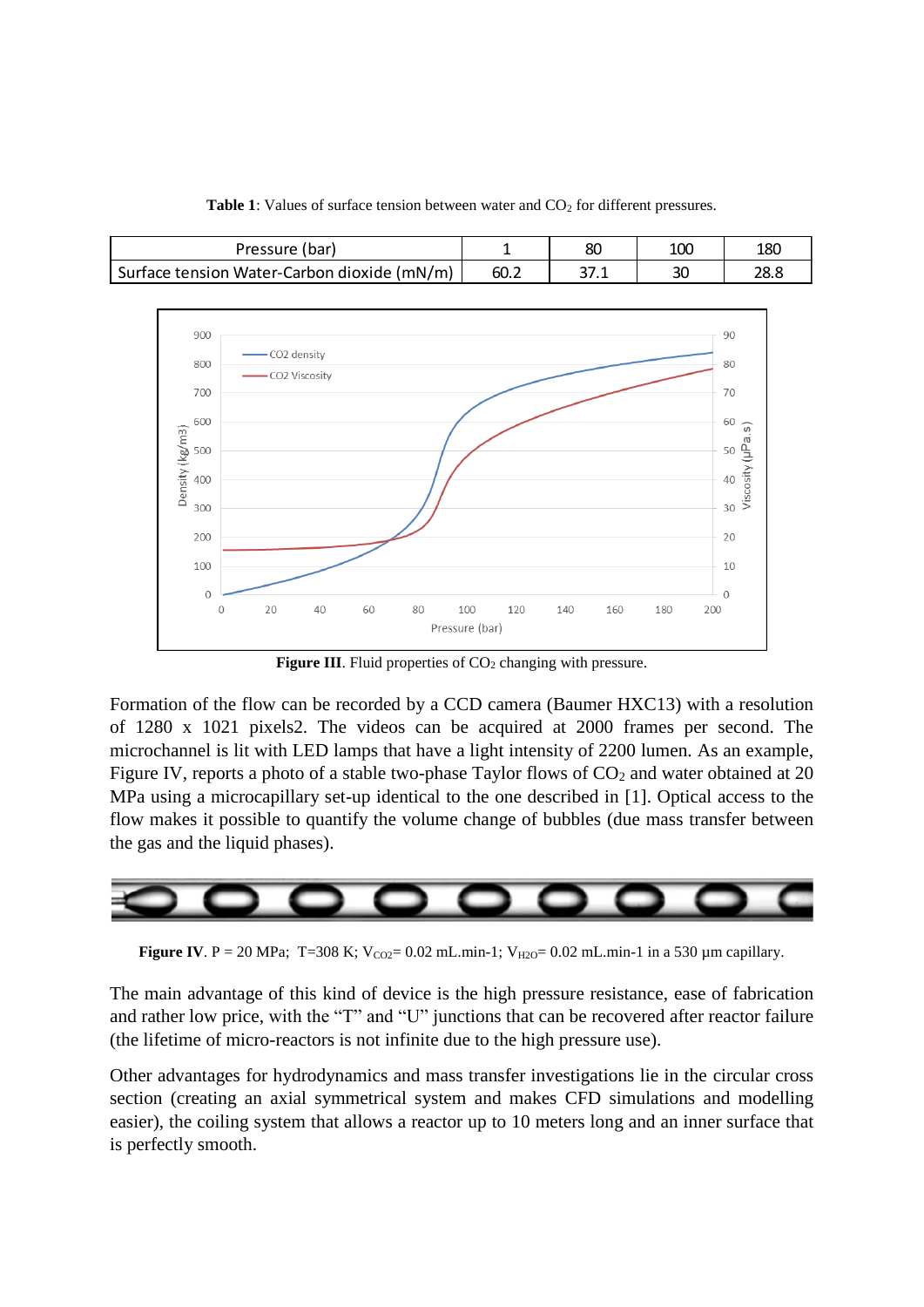**Table 1**: Values of surface tension between water and $CO_2$ for different pressures.

| Pressure (bar) | 1 | 80 | 100 | 180 |
|---|---|---|---|---|
| Surface tension Water-Carbon dioxide (mN/m) | 60.2 | 37.1 | 30 | 28.8 |

**Figure III**. Fluid properties of $CO_2$ changing with pressure.

Formation of the flow can be recorded by a CCD camera (Baumer HXC13) with a resolution of 1280 x 1021 pixels2. The videos can be acquired at 2000 frames per second. The microchannel is lit with LED lamps that have a light intensity of 2200 lumen. As an example, Figure IV, reports a photo of a stable two-phase Taylor flows of $CO_2$ and water obtained at 20 MPa using a microcapillary set-up identical to the one described in [1]. Optical access to the flow makes it possible to quantify the volume change of bubbles (due mass transfer between the gas and the liquid phases).

**Figure IV**. P = 20 MPa; T=308 K; $V_{CO2}$= 0.02 mL.min-1; $V_{H2O}$= 0.02 mL.min-1 in a 530 µm capillary.

The main advantage of this kind of device is the high pressure resistance, ease of fabrication and rather low price, with the "T" and "U" junctions that can be recovered after reactor failure (the lifetime of micro-reactors is not infinite due to the high pressure use).

Other advantages for hydrodynamics and mass transfer investigations lie in the circular cross section (creating an axial symmetrical system and makes CFD simulations and modelling easier), the coiling system that allows a reactor up to 10 meters long and an inner surface that is perfectly smooth.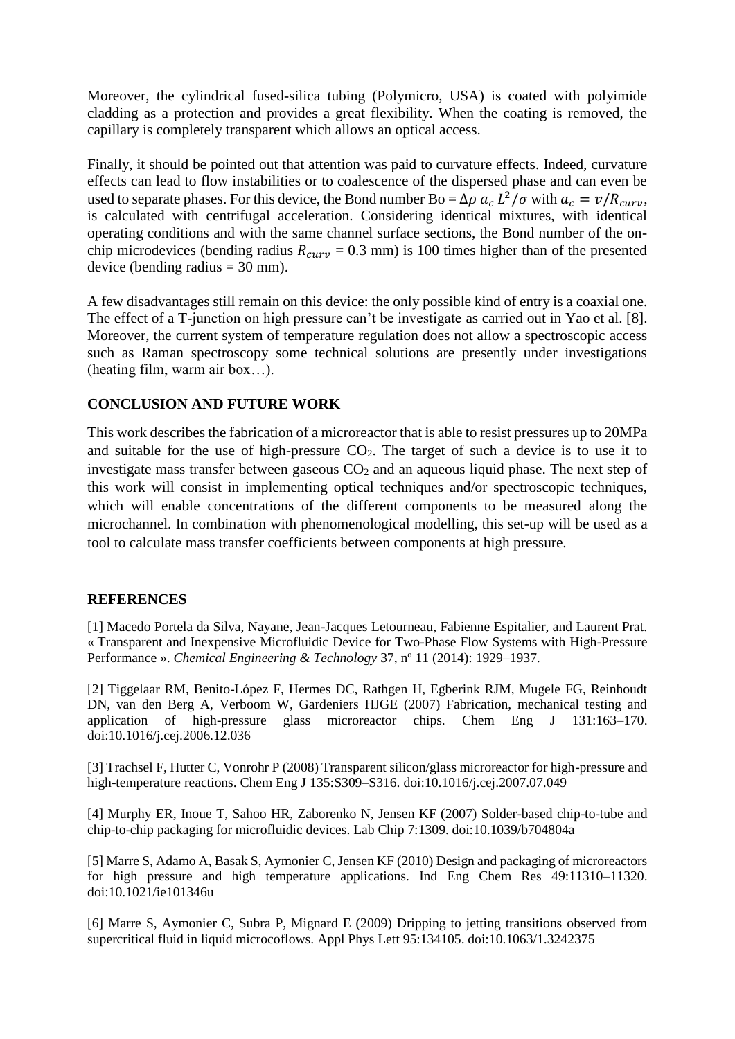Moreover, the cylindrical fused-silica tubing (Polymicro, USA) is coated with polyimide cladding as a protection and provides a great flexibility. When the coating is removed, the capillary is completely transparent which allows an optical access.

Finally, it should be pointed out that attention was paid to curvature effects. Indeed, curvature effects can lead to flow instabilities or to coalescence of the dispersed phase and can even be used to separate phases. For this device, the Bond number Bo = $\Delta\rho\ a_c\ L^2/\sigma$ with $a_c = v/R_{curv}$, is calculated with centrifugal acceleration. Considering identical mixtures, with identical operating conditions and with the same channel surface sections, the Bond number of the on-chip microdevices (bending radius $R_{curv}$ = 0.3 mm) is 100 times higher than of the presented device (bending radius = 30 mm).

A few disadvantages still remain on this device: the only possible kind of entry is a coaxial one. The effect of a T-junction on high pressure can't be investigate as carried out in Yao et al. [8]. Moreover, the current system of temperature regulation does not allow a spectroscopic access such as Raman spectroscopy some technical solutions are presently under investigations (heating film, warm air box…).

## CONCLUSION AND FUTURE WORK

This work describes the fabrication of a microreactor that is able to resist pressures up to 20MPa and suitable for the use of high-pressure $CO_2$. The target of such a device is to use it to investigate mass transfer between gaseous $CO_2$ and an aqueous liquid phase. The next step of this work will consist in implementing optical techniques and/or spectroscopic techniques, which will enable concentrations of the different components to be measured along the microchannel. In combination with phenomenological modelling, this set-up will be used as a tool to calculate mass transfer coefficients between components at high pressure.

## REFERENCES

[1] Macedo Portela da Silva, Nayane, Jean-Jacques Letourneau, Fabienne Espitalier, and Laurent Prat. « Transparent and Inexpensive Microfluidic Device for Two-Phase Flow Systems with High-Pressure Performance ». *Chemical Engineering & Technology* 37, nº 11 (2014): 1929–1937.

[2] Tiggelaar RM, Benito-López F, Hermes DC, Rathgen H, Egberink RJM, Mugele FG, Reinhoudt DN, van den Berg A, Verboom W, Gardeniers HJGE (2007) Fabrication, mechanical testing and application of high-pressure glass microreactor chips. Chem Eng J 131:163–170. doi:10.1016/j.cej.2006.12.036

[3] Trachsel F, Hutter C, Vonrohr P (2008) Transparent silicon/glass microreactor for high-pressure and high-temperature reactions. Chem Eng J 135:S309–S316. doi:10.1016/j.cej.2007.07.049

[4] Murphy ER, Inoue T, Sahoo HR, Zaborenko N, Jensen KF (2007) Solder-based chip-to-tube and chip-to-chip packaging for microfluidic devices. Lab Chip 7:1309. doi:10.1039/b704804a

[5] Marre S, Adamo A, Basak S, Aymonier C, Jensen KF (2010) Design and packaging of microreactors for high pressure and high temperature applications. Ind Eng Chem Res 49:11310–11320. doi:10.1021/ie101346u

[6] Marre S, Aymonier C, Subra P, Mignard E (2009) Dripping to jetting transitions observed from supercritical fluid in liquid microcoflows. Appl Phys Lett 95:134105. doi:10.1063/1.3242375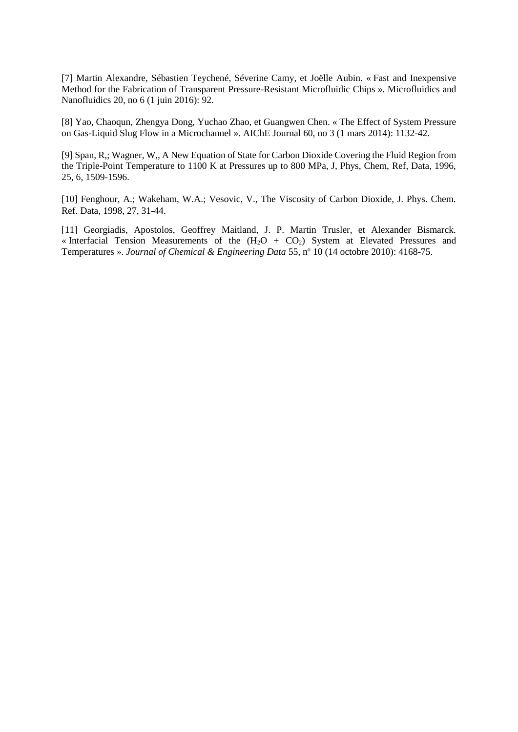[7] Martin Alexandre, Sébastien Teychené, Séverine Camy, et Joëlle Aubin. « Fast and Inexpensive Method for the Fabrication of Transparent Pressure-Resistant Microfluidic Chips ». Microfluidics and Nanofluidics 20, no 6 (1 juin 2016): 92.

[8] Yao, Chaoqun, Zhengya Dong, Yuchao Zhao, et Guangwen Chen. « The Effect of System Pressure on Gas-Liquid Slug Flow in a Microchannel ». AIChE Journal 60, no 3 (1 mars 2014): 1132-42.

[9] Span, R,; Wagner, W,, A New Equation of State for Carbon Dioxide Covering the Fluid Region from the Triple-Point Temperature to 1100 K at Pressures up to 800 MPa, J, Phys, Chem, Ref, Data, 1996, 25, 6, 1509-1596.

[10] Fenghour, A.; Wakeham, W.A.; Vesovic, V., The Viscosity of Carbon Dioxide, J. Phys. Chem. Ref. Data, 1998, 27, 31-44.

[11] Georgiadis, Apostolos, Geoffrey Maitland, J. P. Martin Trusler, et Alexander Bismarck. « Interfacial Tension Measurements of the ($H_2O$ + $CO_2$) System at Elevated Pressures and Temperatures ». *Journal of Chemical & Engineering Data* 55, nº 10 (14 octobre 2010): 4168-75.